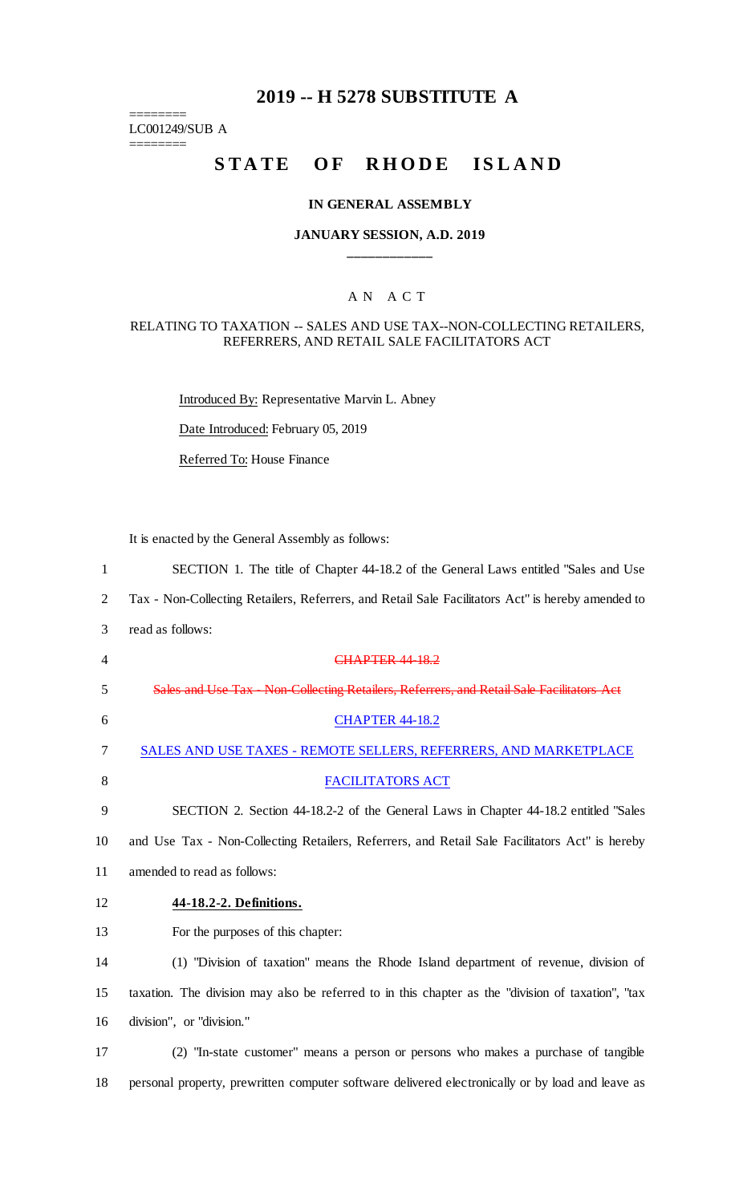# 2019 -- H 5278 SUBSTITUTE A

========
LC001249/SUB A
========

## STATE OF RHODE ISLAND

### IN GENERAL ASSEMBLY

### JANUARY SESSION, A.D. 2019

____________

A N A C T

RELATING TO TAXATION -- SALES AND USE TAX--NON-COLLECTING RETAILERS, REFERRERS, AND RETAIL SALE FACILITATORS ACT

Introduced By: Representative Marvin L. Abney

Date Introduced: February 05, 2019

Referred To: House Finance

It is enacted by the General Assembly as follows:

1 SECTION 1. The title of Chapter 44-18.2 of the General Laws entitled "Sales and Use
2 Tax - Non-Collecting Retailers, Referrers, and Retail Sale Facilitators Act" is hereby amended to
3 read as follows:

4 ~~CHAPTER 44-18.2~~

5 ~~Sales and Use Tax - Non-Collecting Retailers, Referrers, and Retail Sale Facilitators Act~~

6 CHAPTER 44-18.2

7 SALES AND USE TAXES - REMOTE SELLERS, REFERRERS, AND MARKETPLACE
8 FACILITATORS ACT

9 SECTION 2. Section 44-18.2-2 of the General Laws in Chapter 44-18.2 entitled "Sales
10 and Use Tax - Non-Collecting Retailers, Referrers, and Retail Sale Facilitators Act" is hereby
11 amended to read as follows:

12 **44-18.2-2. Definitions.**

13 For the purposes of this chapter:

14 (1) "Division of taxation" means the Rhode Island department of revenue, division of
15 taxation. The division may also be referred to in this chapter as the "division of taxation", "tax
16 division", or "division."

17 (2) "In-state customer" means a person or persons who makes a purchase of tangible
18 personal property, prewritten computer software delivered electronically or by load and leave as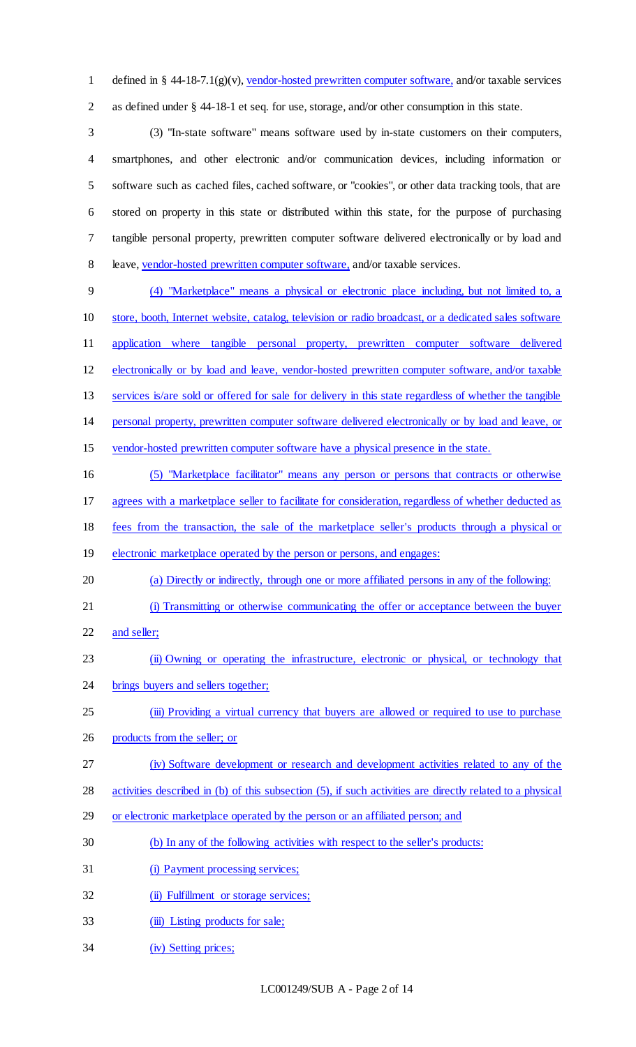defined in § 44-18-7.1(g)(v), vendor-hosted prewritten computer software, and/or taxable services as defined under § 44-18-1 et seq. for use, storage, and/or other consumption in this state.

(3) "In-state software" means software used by in-state customers on their computers, smartphones, and other electronic and/or communication devices, including information or software such as cached files, cached software, or "cookies", or other data tracking tools, that are stored on property in this state or distributed within this state, for the purpose of purchasing tangible personal property, prewritten computer software delivered electronically or by load and leave, vendor-hosted prewritten computer software, and/or taxable services.

(4) "Marketplace" means a physical or electronic place including, but not limited to, a store, booth, Internet website, catalog, television or radio broadcast, or a dedicated sales software application where tangible personal property, prewritten computer software delivered electronically or by load and leave, vendor-hosted prewritten computer software, and/or taxable services is/are sold or offered for sale for delivery in this state regardless of whether the tangible personal property, prewritten computer software delivered electronically or by load and leave, or vendor-hosted prewritten computer software have a physical presence in the state.

(5) "Marketplace facilitator" means any person or persons that contracts or otherwise agrees with a marketplace seller to facilitate for consideration, regardless of whether deducted as fees from the transaction, the sale of the marketplace seller's products through a physical or electronic marketplace operated by the person or persons, and engages:

(a) Directly or indirectly, through one or more affiliated persons in any of the following:

(i) Transmitting or otherwise communicating the offer or acceptance between the buyer and seller;

(ii) Owning or operating the infrastructure, electronic or physical, or technology that brings buyers and sellers together;

(iii) Providing a virtual currency that buyers are allowed or required to use to purchase products from the seller; or

(iv) Software development or research and development activities related to any of the activities described in (b) of this subsection (5), if such activities are directly related to a physical or electronic marketplace operated by the person or an affiliated person; and

(b) In any of the following activities with respect to the seller's products:

(i) Payment processing services;

(ii) Fulfillment or storage services;

(iii) Listing products for sale;

(iv) Setting prices;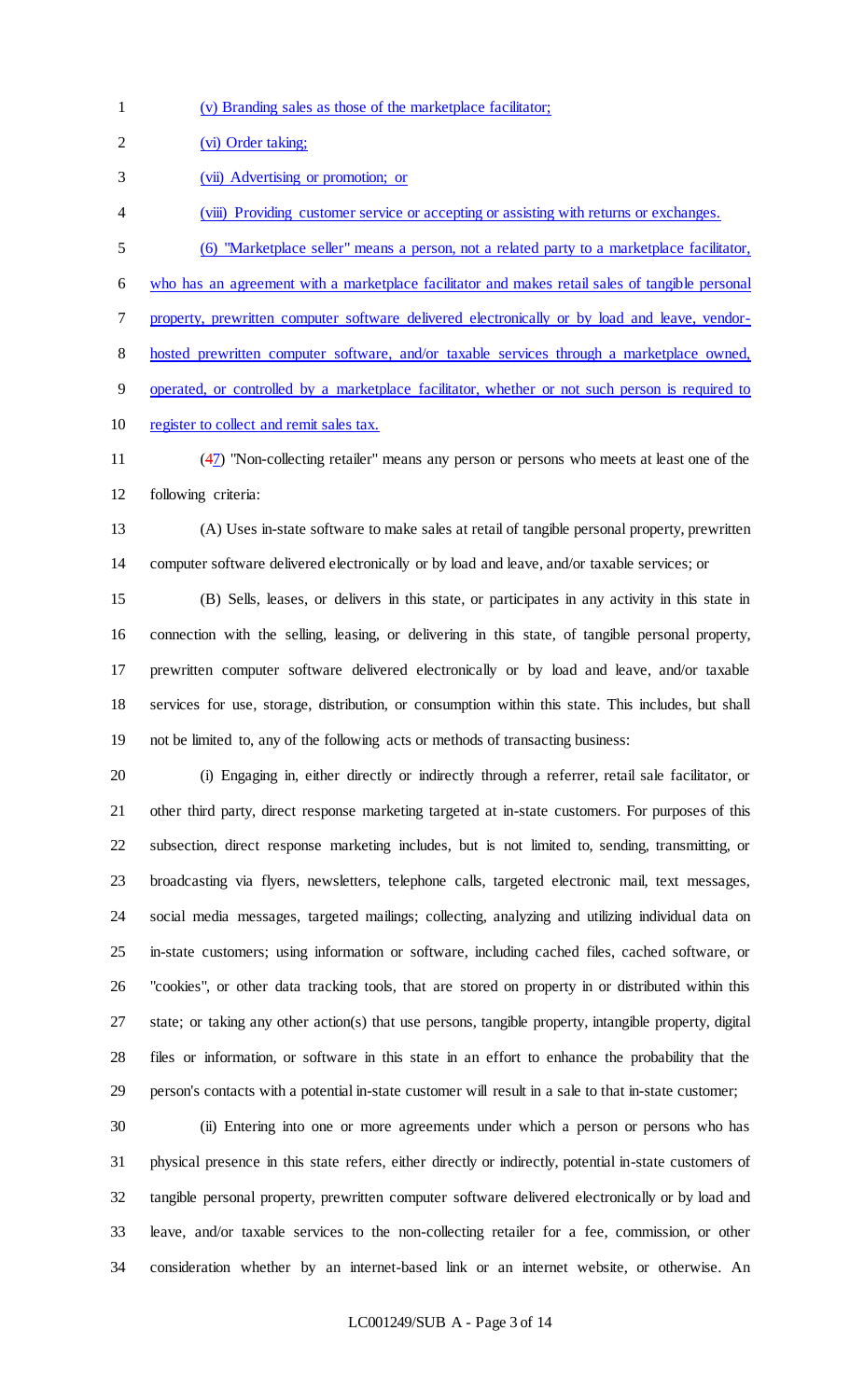(v) Branding sales as those of the marketplace facilitator;

(vi) Order taking;

(vii) Advertising or promotion; or

(viii) Providing customer service or accepting or assisting with returns or exchanges.

(6) "Marketplace seller" means a person, not a related party to a marketplace facilitator, who has an agreement with a marketplace facilitator and makes retail sales of tangible personal property, prewritten computer software delivered electronically or by load and leave, vendor-hosted prewritten computer software, and/or taxable services through a marketplace owned, operated, or controlled by a marketplace facilitator, whether or not such person is required to register to collect and remit sales tax.

(47) "Non-collecting retailer" means any person or persons who meets at least one of the following criteria:

(A) Uses in-state software to make sales at retail of tangible personal property, prewritten computer software delivered electronically or by load and leave, and/or taxable services; or

(B) Sells, leases, or delivers in this state, or participates in any activity in this state in connection with the selling, leasing, or delivering in this state, of tangible personal property, prewritten computer software delivered electronically or by load and leave, and/or taxable services for use, storage, distribution, or consumption within this state. This includes, but shall not be limited to, any of the following acts or methods of transacting business:

(i) Engaging in, either directly or indirectly through a referrer, retail sale facilitator, or other third party, direct response marketing targeted at in-state customers. For purposes of this subsection, direct response marketing includes, but is not limited to, sending, transmitting, or broadcasting via flyers, newsletters, telephone calls, targeted electronic mail, text messages, social media messages, targeted mailings; collecting, analyzing and utilizing individual data on in-state customers; using information or software, including cached files, cached software, or "cookies", or other data tracking tools, that are stored on property in or distributed within this state; or taking any other action(s) that use persons, tangible property, intangible property, digital files or information, or software in this state in an effort to enhance the probability that the person's contacts with a potential in-state customer will result in a sale to that in-state customer;

(ii) Entering into one or more agreements under which a person or persons who has physical presence in this state refers, either directly or indirectly, potential in-state customers of tangible personal property, prewritten computer software delivered electronically or by load and leave, and/or taxable services to the non-collecting retailer for a fee, commission, or other consideration whether by an internet-based link or an internet website, or otherwise. An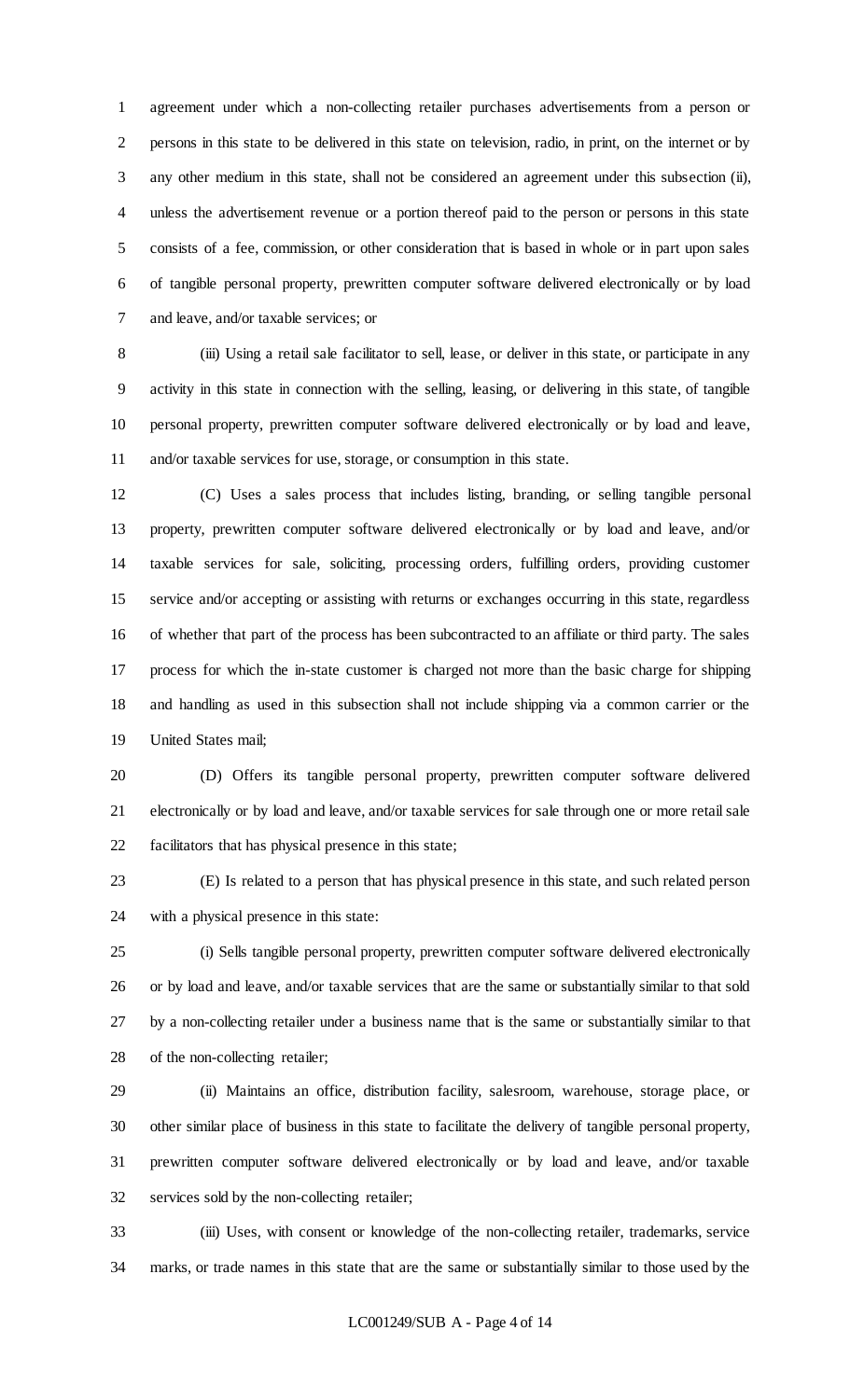agreement under which a non-collecting retailer purchases advertisements from a person or persons in this state to be delivered in this state on television, radio, in print, on the internet or by any other medium in this state, shall not be considered an agreement under this subsection (ii), unless the advertisement revenue or a portion thereof paid to the person or persons in this state consists of a fee, commission, or other consideration that is based in whole or in part upon sales of tangible personal property, prewritten computer software delivered electronically or by load and leave, and/or taxable services; or

(iii) Using a retail sale facilitator to sell, lease, or deliver in this state, or participate in any activity in this state in connection with the selling, leasing, or delivering in this state, of tangible personal property, prewritten computer software delivered electronically or by load and leave, and/or taxable services for use, storage, or consumption in this state.

(C) Uses a sales process that includes listing, branding, or selling tangible personal property, prewritten computer software delivered electronically or by load and leave, and/or taxable services for sale, soliciting, processing orders, fulfilling orders, providing customer service and/or accepting or assisting with returns or exchanges occurring in this state, regardless of whether that part of the process has been subcontracted to an affiliate or third party. The sales process for which the in-state customer is charged not more than the basic charge for shipping and handling as used in this subsection shall not include shipping via a common carrier or the United States mail;

(D) Offers its tangible personal property, prewritten computer software delivered electronically or by load and leave, and/or taxable services for sale through one or more retail sale facilitators that has physical presence in this state;

(E) Is related to a person that has physical presence in this state, and such related person with a physical presence in this state:

(i) Sells tangible personal property, prewritten computer software delivered electronically or by load and leave, and/or taxable services that are the same or substantially similar to that sold by a non-collecting retailer under a business name that is the same or substantially similar to that of the non-collecting retailer;

(ii) Maintains an office, distribution facility, salesroom, warehouse, storage place, or other similar place of business in this state to facilitate the delivery of tangible personal property, prewritten computer software delivered electronically or by load and leave, and/or taxable services sold by the non-collecting retailer;

(iii) Uses, with consent or knowledge of the non-collecting retailer, trademarks, service marks, or trade names in this state that are the same or substantially similar to those used by the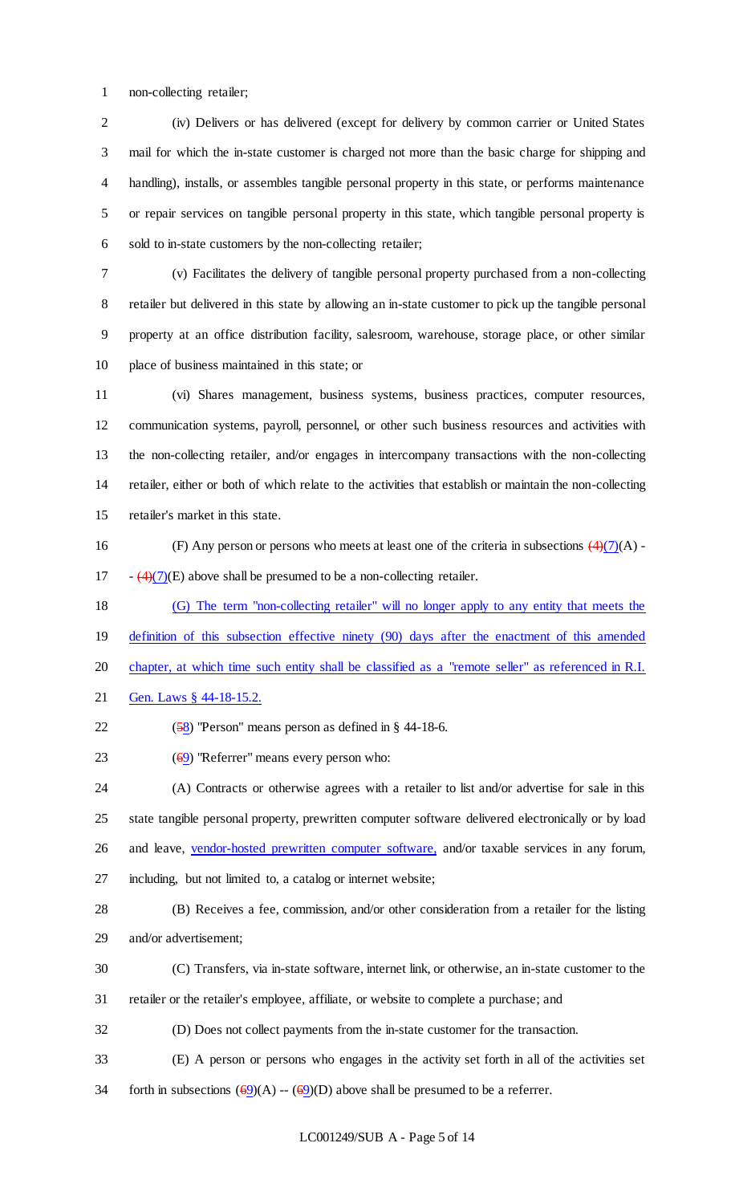non-collecting retailer;

(iv) Delivers or has delivered (except for delivery by common carrier or United States mail for which the in-state customer is charged not more than the basic charge for shipping and handling), installs, or assembles tangible personal property in this state, or performs maintenance or repair services on tangible personal property in this state, which tangible personal property is sold to in-state customers by the non-collecting retailer;

(v) Facilitates the delivery of tangible personal property purchased from a non-collecting retailer but delivered in this state by allowing an in-state customer to pick up the tangible personal property at an office distribution facility, salesroom, warehouse, storage place, or other similar place of business maintained in this state; or

(vi) Shares management, business systems, business practices, computer resources, communication systems, payroll, personnel, or other such business resources and activities with the non-collecting retailer, and/or engages in intercompany transactions with the non-collecting retailer, either or both of which relate to the activities that establish or maintain the non-collecting retailer's market in this state.

(F) Any person or persons who meets at least one of the criteria in subsections ~~(4)~~(7)(A) -- ~~(4)~~(7)(E) above shall be presumed to be a non-collecting retailer.

(G) The term "non-collecting retailer" will no longer apply to any entity that meets the definition of this subsection effective ninety (90) days after the enactment of this amended chapter, at which time such entity shall be classified as a "remote seller" as referenced in R.I. Gen. Laws § 44-18-15.2.

(~~5~~8) "Person" means person as defined in § 44-18-6.

(~~6~~9) "Referrer" means every person who:

(A) Contracts or otherwise agrees with a retailer to list and/or advertise for sale in this state tangible personal property, prewritten computer software delivered electronically or by load and leave, vendor-hosted prewritten computer software, and/or taxable services in any forum, including, but not limited to, a catalog or internet website;

(B) Receives a fee, commission, and/or other consideration from a retailer for the listing and/or advertisement;

(C) Transfers, via in-state software, internet link, or otherwise, an in-state customer to the retailer or the retailer's employee, affiliate, or website to complete a purchase; and

(D) Does not collect payments from the in-state customer for the transaction.

(E) A person or persons who engages in the activity set forth in all of the activities set forth in subsections (~~6~~9)(A) -- (~~6~~9)(D) above shall be presumed to be a referrer.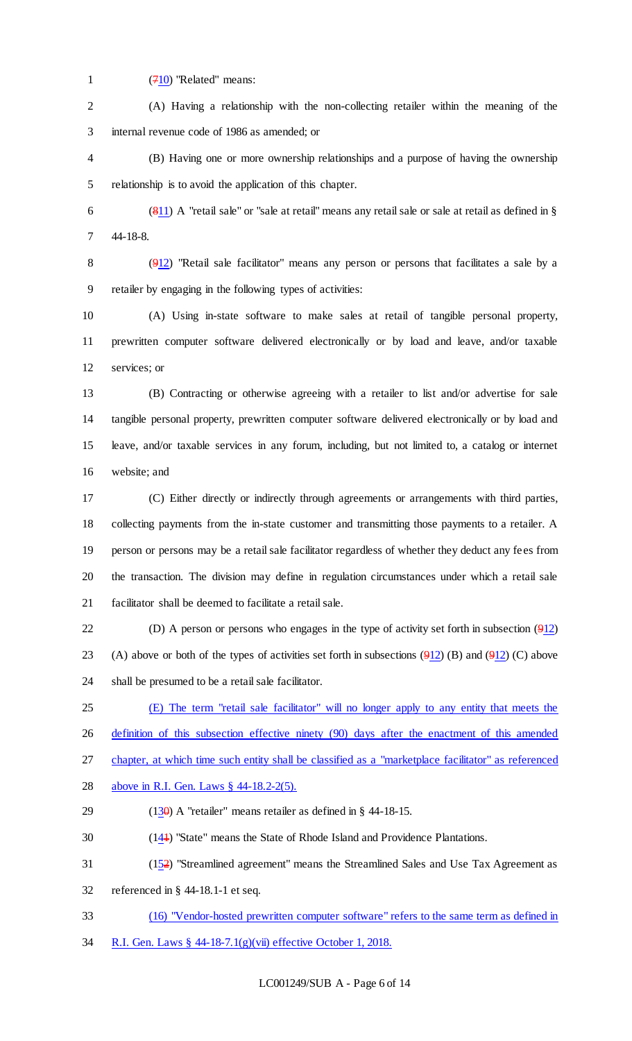(710) "Related" means:

(A) Having a relationship with the non-collecting retailer within the meaning of the internal revenue code of 1986 as amended; or

(B) Having one or more ownership relationships and a purpose of having the ownership relationship is to avoid the application of this chapter.

(811) A "retail sale" or "sale at retail" means any retail sale or sale at retail as defined in § 44-18-8.

(912) "Retail sale facilitator" means any person or persons that facilitates a sale by a retailer by engaging in the following types of activities:

(A) Using in-state software to make sales at retail of tangible personal property, prewritten computer software delivered electronically or by load and leave, and/or taxable services; or

(B) Contracting or otherwise agreeing with a retailer to list and/or advertise for sale tangible personal property, prewritten computer software delivered electronically or by load and leave, and/or taxable services in any forum, including, but not limited to, a catalog or internet website; and

(C) Either directly or indirectly through agreements or arrangements with third parties, collecting payments from the in-state customer and transmitting those payments to a retailer. A person or persons may be a retail sale facilitator regardless of whether they deduct any fees from the transaction. The division may define in regulation circumstances under which a retail sale facilitator shall be deemed to facilitate a retail sale.

(D) A person or persons who engages in the type of activity set forth in subsection (912) (A) above or both of the types of activities set forth in subsections (912) (B) and (912) (C) above shall be presumed to be a retail sale facilitator.

(E) The term "retail sale facilitator" will no longer apply to any entity that meets the definition of this subsection effective ninety (90) days after the enactment of this amended chapter, at which time such entity shall be classified as a "marketplace facilitator" as referenced above in R.I. Gen. Laws § 44-18.2-2(5).

(130) A "retailer" means retailer as defined in § 44-18-15.

(141) "State" means the State of Rhode Island and Providence Plantations.

(152) "Streamlined agreement" means the Streamlined Sales and Use Tax Agreement as referenced in § 44-18.1-1 et seq.

(16) "Vendor-hosted prewritten computer software" refers to the same term as defined in R.I. Gen. Laws § 44-18-7.1(g)(vii) effective October 1, 2018.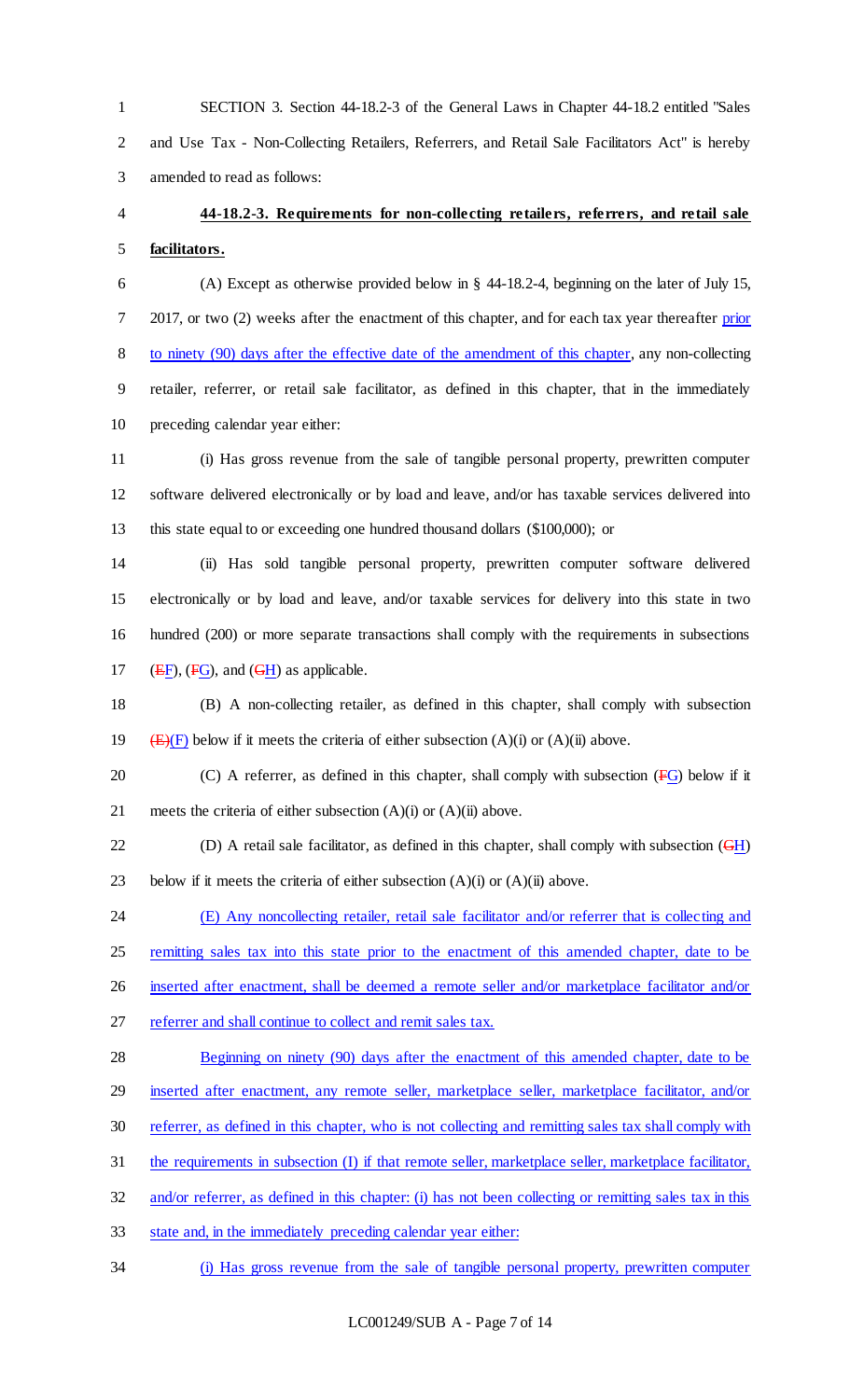SECTION 3. Section 44-18.2-3 of the General Laws in Chapter 44-18.2 entitled "Sales and Use Tax - Non-Collecting Retailers, Referrers, and Retail Sale Facilitators Act" is hereby amended to read as follows:

**44-18.2-3. Requirements for non-collecting retailers, referrers, and retail sale facilitators.**

(A) Except as otherwise provided below in § 44-18.2-4, beginning on the later of July 15, 2017, or two (2) weeks after the enactment of this chapter, and for each tax year thereafter prior to ninety (90) days after the effective date of the amendment of this chapter, any non-collecting retailer, referrer, or retail sale facilitator, as defined in this chapter, that in the immediately preceding calendar year either:

(i) Has gross revenue from the sale of tangible personal property, prewritten computer software delivered electronically or by load and leave, and/or has taxable services delivered into this state equal to or exceeding one hundred thousand dollars ($100,000); or

(ii) Has sold tangible personal property, prewritten computer software delivered electronically or by load and leave, and/or taxable services for delivery into this state in two hundred (200) or more separate transactions shall comply with the requirements in subsections (~~E~~F), (~~F~~G), and (~~G~~H) as applicable.

(B) A non-collecting retailer, as defined in this chapter, shall comply with subsection ~~(E)~~(F) below if it meets the criteria of either subsection (A)(i) or (A)(ii) above.

(C) A referrer, as defined in this chapter, shall comply with subsection (~~F~~G) below if it meets the criteria of either subsection (A)(i) or (A)(ii) above.

(D) A retail sale facilitator, as defined in this chapter, shall comply with subsection (~~G~~H) below if it meets the criteria of either subsection (A)(i) or (A)(ii) above.

(E) Any noncollecting retailer, retail sale facilitator and/or referrer that is collecting and remitting sales tax into this state prior to the enactment of this amended chapter, date to be inserted after enactment, shall be deemed a remote seller and/or marketplace facilitator and/or referrer and shall continue to collect and remit sales tax.

Beginning on ninety (90) days after the enactment of this amended chapter, date to be inserted after enactment, any remote seller, marketplace seller, marketplace facilitator, and/or referrer, as defined in this chapter, who is not collecting and remitting sales tax shall comply with the requirements in subsection (I) if that remote seller, marketplace seller, marketplace facilitator, and/or referrer, as defined in this chapter: (i) has not been collecting or remitting sales tax in this state and, in the immediately preceding calendar year either:

(i) Has gross revenue from the sale of tangible personal property, prewritten computer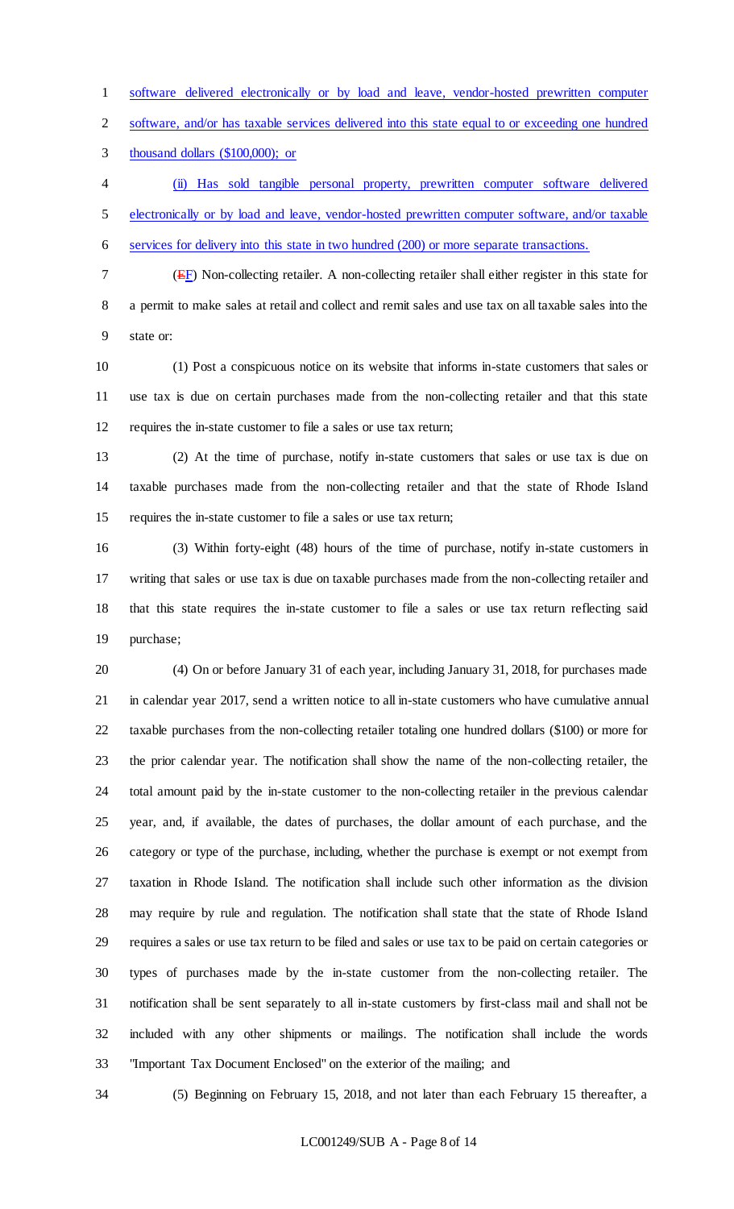software delivered electronically or by load and leave, vendor-hosted prewritten computer software, and/or has taxable services delivered into this state equal to or exceeding one hundred thousand dollars ($100,000); or

(ii) Has sold tangible personal property, prewritten computer software delivered electronically or by load and leave, vendor-hosted prewritten computer software, and/or taxable services for delivery into this state in two hundred (200) or more separate transactions.

(~~E~~F) Non-collecting retailer. A non-collecting retailer shall either register in this state for a permit to make sales at retail and collect and remit sales and use tax on all taxable sales into the state or:

(1) Post a conspicuous notice on its website that informs in-state customers that sales or use tax is due on certain purchases made from the non-collecting retailer and that this state requires the in-state customer to file a sales or use tax return;

(2) At the time of purchase, notify in-state customers that sales or use tax is due on taxable purchases made from the non-collecting retailer and that the state of Rhode Island requires the in-state customer to file a sales or use tax return;

(3) Within forty-eight (48) hours of the time of purchase, notify in-state customers in writing that sales or use tax is due on taxable purchases made from the non-collecting retailer and that this state requires the in-state customer to file a sales or use tax return reflecting said purchase;

(4) On or before January 31 of each year, including January 31, 2018, for purchases made in calendar year 2017, send a written notice to all in-state customers who have cumulative annual taxable purchases from the non-collecting retailer totaling one hundred dollars ($100) or more for the prior calendar year. The notification shall show the name of the non-collecting retailer, the total amount paid by the in-state customer to the non-collecting retailer in the previous calendar year, and, if available, the dates of purchases, the dollar amount of each purchase, and the category or type of the purchase, including, whether the purchase is exempt or not exempt from taxation in Rhode Island. The notification shall include such other information as the division may require by rule and regulation. The notification shall state that the state of Rhode Island requires a sales or use tax return to be filed and sales or use tax to be paid on certain categories or types of purchases made by the in-state customer from the non-collecting retailer. The notification shall be sent separately to all in-state customers by first-class mail and shall not be included with any other shipments or mailings. The notification shall include the words "Important Tax Document Enclosed" on the exterior of the mailing; and

(5) Beginning on February 15, 2018, and not later than each February 15 thereafter, a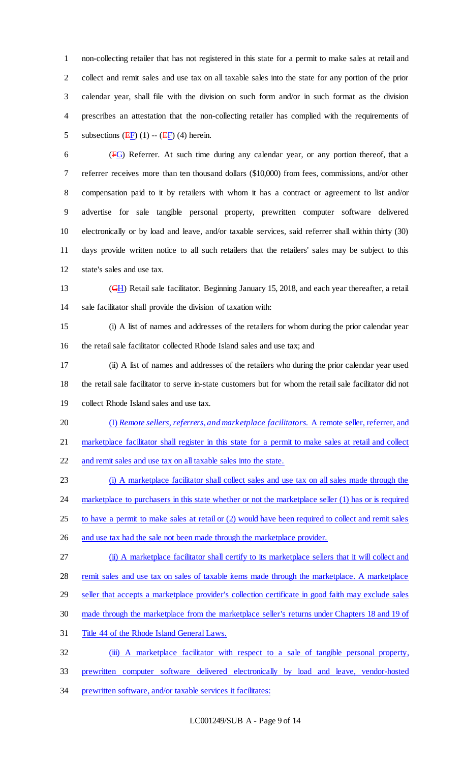non-collecting retailer that has not registered in this state for a permit to make sales at retail and collect and remit sales and use tax on all taxable sales into the state for any portion of the prior calendar year, shall file with the division on such form and/or in such format as the division prescribes an attestation that the non-collecting retailer has complied with the requirements of subsections (~~E~~F) (1) -- (~~E~~F) (4) herein.

(~~F~~G) Referrer. At such time during any calendar year, or any portion thereof, that a referrer receives more than ten thousand dollars ($10,000) from fees, commissions, and/or other compensation paid to it by retailers with whom it has a contract or agreement to list and/or advertise for sale tangible personal property, prewritten computer software delivered electronically or by load and leave, and/or taxable services, said referrer shall within thirty (30) days provide written notice to all such retailers that the retailers' sales may be subject to this state's sales and use tax.

(~~G~~H) Retail sale facilitator. Beginning January 15, 2018, and each year thereafter, a retail sale facilitator shall provide the division of taxation with:

(i) A list of names and addresses of the retailers for whom during the prior calendar year the retail sale facilitator collected Rhode Island sales and use tax; and

(ii) A list of names and addresses of the retailers who during the prior calendar year used the retail sale facilitator to serve in-state customers but for whom the retail sale facilitator did not collect Rhode Island sales and use tax.

<u>(I) *Remote sellers, referrers, and marketplace facilitators.* A remote seller, referrer, and marketplace facilitator shall register in this state for a permit to make sales at retail and collect and remit sales and use tax on all taxable sales into the state.</u>

<u>(i) A marketplace facilitator shall collect sales and use tax on all sales made through the marketplace to purchasers in this state whether or not the marketplace seller (1) has or is required to have a permit to make sales at retail or (2) would have been required to collect and remit sales and use tax had the sale not been made through the marketplace provider.</u>

<u>(ii) A marketplace facilitator shall certify to its marketplace sellers that it will collect and remit sales and use tax on sales of taxable items made through the marketplace. A marketplace seller that accepts a marketplace provider's collection certificate in good faith may exclude sales made through the marketplace from the marketplace seller's returns under Chapters 18 and 19 of Title 44 of the Rhode Island General Laws.</u>

<u>(iii) A marketplace facilitator with respect to a sale of tangible personal property, prewritten computer software delivered electronically by load and leave, vendor-hosted prewritten software, and/or taxable services it facilitates:</u>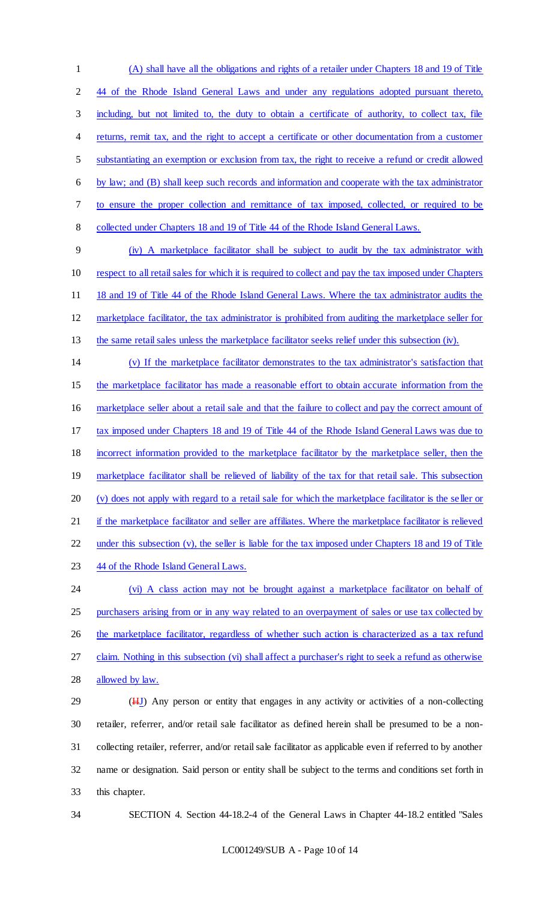(A) shall have all the obligations and rights of a retailer under Chapters 18 and 19 of Title 44 of the Rhode Island General Laws and under any regulations adopted pursuant thereto, including, but not limited to, the duty to obtain a certificate of authority, to collect tax, file returns, remit tax, and the right to accept a certificate or other documentation from a customer substantiating an exemption or exclusion from tax, the right to receive a refund or credit allowed by law; and (B) shall keep such records and information and cooperate with the tax administrator to ensure the proper collection and remittance of tax imposed, collected, or required to be collected under Chapters 18 and 19 of Title 44 of the Rhode Island General Laws.

(iv) A marketplace facilitator shall be subject to audit by the tax administrator with respect to all retail sales for which it is required to collect and pay the tax imposed under Chapters 18 and 19 of Title 44 of the Rhode Island General Laws. Where the tax administrator audits the marketplace facilitator, the tax administrator is prohibited from auditing the marketplace seller for the same retail sales unless the marketplace facilitator seeks relief under this subsection (iv).

(v) If the marketplace facilitator demonstrates to the tax administrator's satisfaction that the marketplace facilitator has made a reasonable effort to obtain accurate information from the marketplace seller about a retail sale and that the failure to collect and pay the correct amount of tax imposed under Chapters 18 and 19 of Title 44 of the Rhode Island General Laws was due to incorrect information provided to the marketplace facilitator by the marketplace seller, then the marketplace facilitator shall be relieved of liability of the tax for that retail sale. This subsection (v) does not apply with regard to a retail sale for which the marketplace facilitator is the seller or if the marketplace facilitator and seller are affiliates. Where the marketplace facilitator is relieved under this subsection (v), the seller is liable for the tax imposed under Chapters 18 and 19 of Title 44 of the Rhode Island General Laws.

(vi) A class action may not be brought against a marketplace facilitator on behalf of purchasers arising from or in any way related to an overpayment of sales or use tax collected by the marketplace facilitator, regardless of whether such action is characterized as a tax refund claim. Nothing in this subsection (vi) shall affect a purchaser's right to seek a refund as otherwise allowed by law.

(~~I~~J) Any person or entity that engages in any activity or activities of a non-collecting retailer, referrer, and/or retail sale facilitator as defined herein shall be presumed to be a non-collecting retailer, referrer, and/or retail sale facilitator as applicable even if referred to by another name or designation. Said person or entity shall be subject to the terms and conditions set forth in this chapter.

SECTION 4. Section 44-18.2-4 of the General Laws in Chapter 44-18.2 entitled "Sales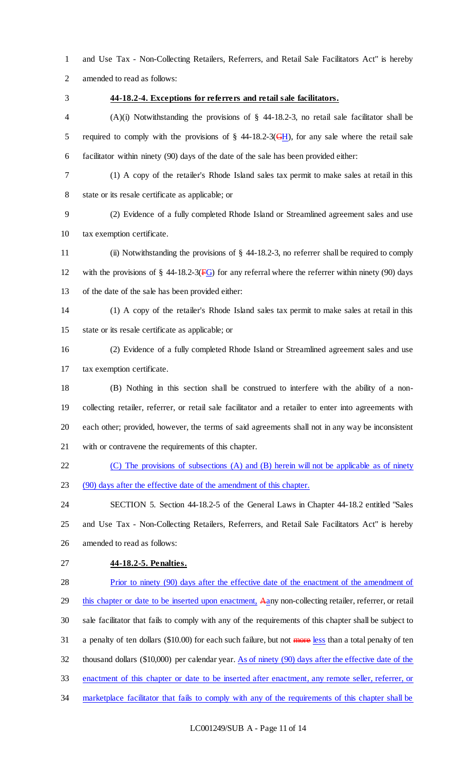and Use Tax - Non-Collecting Retailers, Referrers, and Retail Sale Facilitators Act" is hereby amended to read as follows:

**44-18.2-4. Exceptions for referrers and retail sale facilitators.**

(A)(i) Notwithstanding the provisions of § 44-18.2-3, no retail sale facilitator shall be required to comply with the provisions of § 44-18.2-3(~~G~~H), for any sale where the retail sale facilitator within ninety (90) days of the date of the sale has been provided either:

(1) A copy of the retailer's Rhode Island sales tax permit to make sales at retail in this state or its resale certificate as applicable; or

(2) Evidence of a fully completed Rhode Island or Streamlined agreement sales and use tax exemption certificate.

(ii) Notwithstanding the provisions of § 44-18.2-3, no referrer shall be required to comply with the provisions of § 44-18.2-3(~~F~~G) for any referral where the referrer within ninety (90) days of the date of the sale has been provided either:

(1) A copy of the retailer's Rhode Island sales tax permit to make sales at retail in this state or its resale certificate as applicable; or

(2) Evidence of a fully completed Rhode Island or Streamlined agreement sales and use tax exemption certificate.

(B) Nothing in this section shall be construed to interfere with the ability of a non-collecting retailer, referrer, or retail sale facilitator and a retailer to enter into agreements with each other; provided, however, the terms of said agreements shall not in any way be inconsistent with or contravene the requirements of this chapter.

(C) The provisions of subsections (A) and (B) herein will not be applicable as of ninety (90) days after the effective date of the amendment of this chapter.

SECTION 5. Section 44-18.2-5 of the General Laws in Chapter 44-18.2 entitled "Sales and Use Tax - Non-Collecting Retailers, Referrers, and Retail Sale Facilitators Act" is hereby amended to read as follows:

**44-18.2-5. Penalties.**

Prior to ninety (90) days after the effective date of the enactment of the amendment of this chapter or date to be inserted upon enactment, ~~A~~any non-collecting retailer, referrer, or retail sale facilitator that fails to comply with any of the requirements of this chapter shall be subject to a penalty of ten dollars ($10.00) for each such failure, but not ~~more~~ less than a total penalty of ten thousand dollars ($10,000) per calendar year. As of ninety (90) days after the effective date of the enactment of this chapter or date to be inserted after enactment, any remote seller, referrer, or marketplace facilitator that fails to comply with any of the requirements of this chapter shall be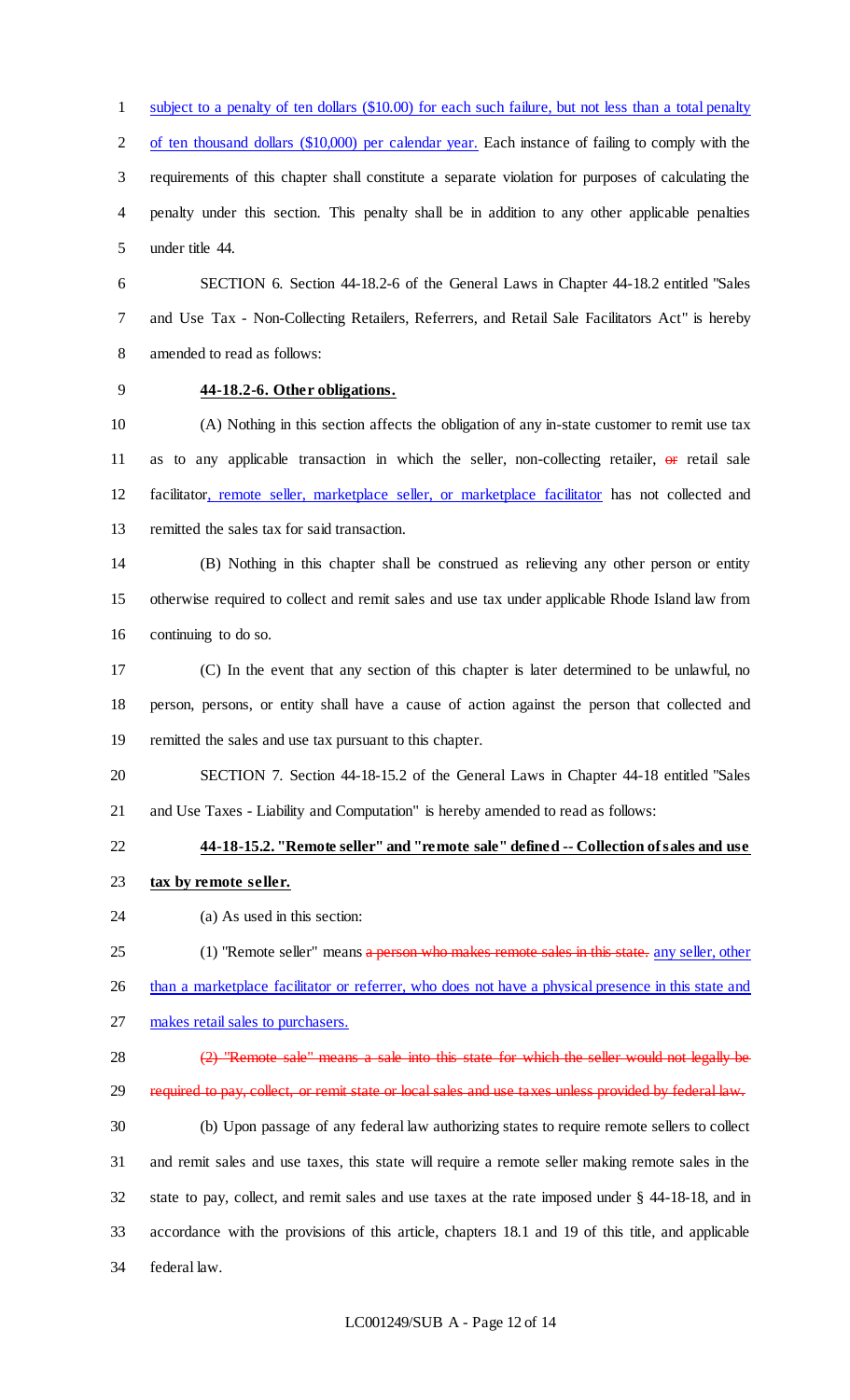subject to a penalty of ten dollars ($10.00) for each such failure, but not less than a total penalty of ten thousand dollars ($10,000) per calendar year. Each instance of failing to comply with the requirements of this chapter shall constitute a separate violation for purposes of calculating the penalty under this section. This penalty shall be in addition to any other applicable penalties under title 44.

SECTION 6. Section 44-18.2-6 of the General Laws in Chapter 44-18.2 entitled "Sales and Use Tax - Non-Collecting Retailers, Referrers, and Retail Sale Facilitators Act" is hereby amended to read as follows:

**44-18.2-6. Other obligations.**

(A) Nothing in this section affects the obligation of any in-state customer to remit use tax as to any applicable transaction in which the seller, non-collecting retailer, ~~or~~ retail sale facilitator, remote seller, marketplace seller, or marketplace facilitator has not collected and remitted the sales tax for said transaction.

(B) Nothing in this chapter shall be construed as relieving any other person or entity otherwise required to collect and remit sales and use tax under applicable Rhode Island law from continuing to do so.

(C) In the event that any section of this chapter is later determined to be unlawful, no person, persons, or entity shall have a cause of action against the person that collected and remitted the sales and use tax pursuant to this chapter.

SECTION 7. Section 44-18-15.2 of the General Laws in Chapter 44-18 entitled "Sales and Use Taxes - Liability and Computation" is hereby amended to read as follows:

**44-18-15.2. "Remote seller" and "remote sale" defined -- Collection of sales and use tax by remote seller.**

(a) As used in this section:

(1) "Remote seller" means ~~a person who makes remote sales in this state.~~ any seller, other than a marketplace facilitator or referrer, who does not have a physical presence in this state and makes retail sales to purchasers.

~~(2) "Remote sale" means a sale into this state for which the seller would not legally be required to pay, collect, or remit state or local sales and use taxes unless provided by federal law.~~

(b) Upon passage of any federal law authorizing states to require remote sellers to collect and remit sales and use taxes, this state will require a remote seller making remote sales in the state to pay, collect, and remit sales and use taxes at the rate imposed under § 44-18-18, and in accordance with the provisions of this article, chapters 18.1 and 19 of this title, and applicable federal law.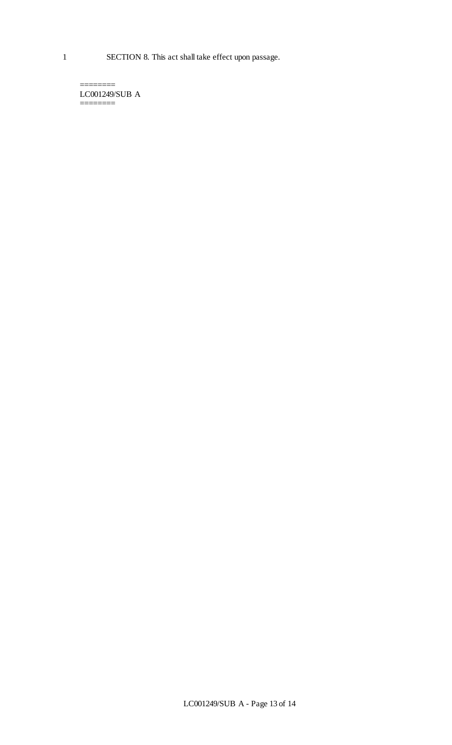1 SECTION 8. This act shall take effect upon passage.

========
LC001249/SUB A
========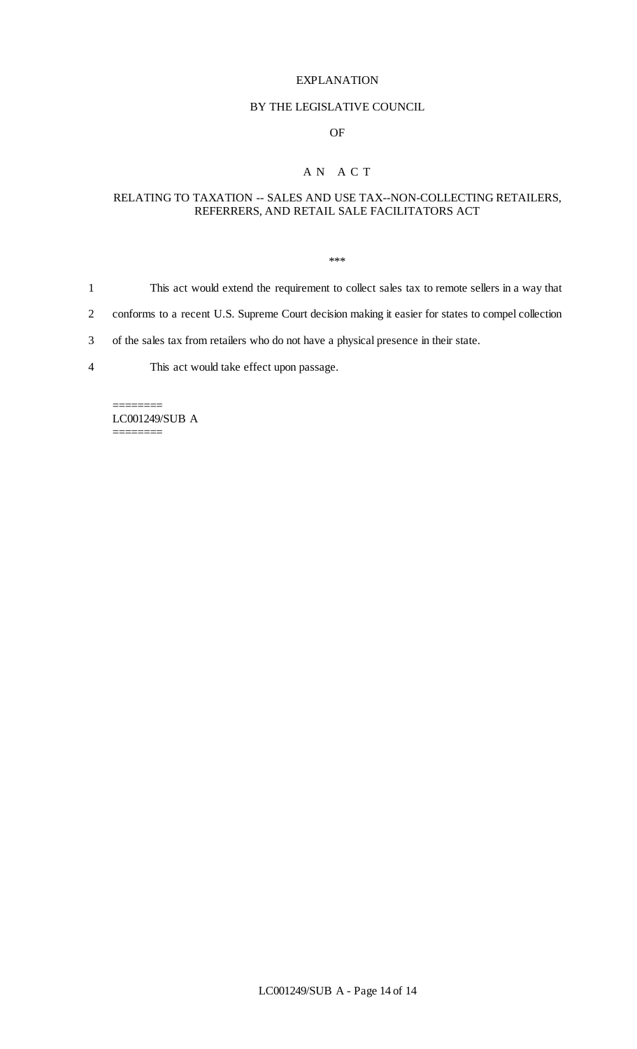EXPLANATION

BY THE LEGISLATIVE COUNCIL

OF

A N A C T

RELATING TO TAXATION -- SALES AND USE TAX--NON-COLLECTING RETAILERS, REFERRERS, AND RETAIL SALE FACILITATORS ACT

\*\*\*

1 This act would extend the requirement to collect sales tax to remote sellers in a way that
2 conforms to a recent U.S. Supreme Court decision making it easier for states to compel collection
3 of the sales tax from retailers who do not have a physical presence in their state.
4 This act would take effect upon passage.

========
LC001249/SUB A
========